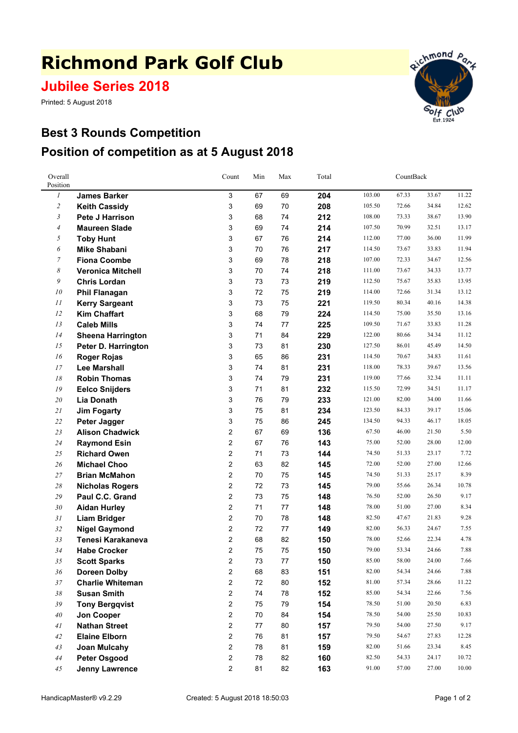# Richmond Park Golf Club

## Jubilee Series 2018

Printed: 5 August 2018

## Best 3 Rounds Competition

## Position of competition as at 5 August 2018

| Overall Position | | Count | Min | Max | Total | CountBack | | | |
|---|---|---|---|---|---|---|---|---|---|
| 1 | **James Barker** | 3 | 67 | 69 | **204** | 103.00 | 67.33 | 33.67 | 11.22 |
| 2 | **Keith Cassidy** | 3 | 69 | 70 | **208** | 105.50 | 72.66 | 34.84 | 12.62 |
| 3 | **Pete J Harrison** | 3 | 68 | 74 | **212** | 108.00 | 73.33 | 38.67 | 13.90 |
| 4 | **Maureen Slade** | 3 | 69 | 74 | **214** | 107.50 | 70.99 | 32.51 | 13.17 |
| 5 | **Toby Hunt** | 3 | 67 | 76 | **214** | 112.00 | 77.00 | 36.00 | 11.99 |
| 6 | **Mike Shabani** | 3 | 70 | 76 | **217** | 114.50 | 73.67 | 33.83 | 11.94 |
| 7 | **Fiona Coombe** | 3 | 69 | 78 | **218** | 107.00 | 72.33 | 34.67 | 12.56 |
| 8 | **Veronica Mitchell** | 3 | 70 | 74 | **218** | 111.00 | 73.67 | 34.33 | 13.77 |
| 9 | **Chris Lordan** | 3 | 73 | 73 | **219** | 112.50 | 75.67 | 35.83 | 13.95 |
| 10 | **Phil Flanagan** | 3 | 72 | 75 | **219** | 114.00 | 72.66 | 31.34 | 13.12 |
| 11 | **Kerry Sargeant** | 3 | 73 | 75 | **221** | 119.50 | 80.34 | 40.16 | 14.38 |
| 12 | **Kim Chaffart** | 3 | 68 | 79 | **224** | 114.50 | 75.00 | 35.50 | 13.16 |
| 13 | **Caleb Mills** | 3 | 74 | 77 | **225** | 109.50 | 71.67 | 33.83 | 11.28 |
| 14 | **Sheena Harrington** | 3 | 71 | 84 | **229** | 122.00 | 80.66 | 34.34 | 11.12 |
| 15 | **Peter D. Harrington** | 3 | 73 | 81 | **230** | 127.50 | 86.01 | 45.49 | 14.50 |
| 16 | **Roger Rojas** | 3 | 65 | 86 | **231** | 114.50 | 70.67 | 34.83 | 11.61 |
| 17 | **Lee Marshall** | 3 | 74 | 81 | **231** | 118.00 | 78.33 | 39.67 | 13.56 |
| 18 | **Robin Thomas** | 3 | 74 | 79 | **231** | 119.00 | 77.66 | 32.34 | 11.11 |
| 19 | **Eelco Snijders** | 3 | 71 | 81 | **232** | 115.50 | 72.99 | 34.51 | 11.17 |
| 20 | **Lia Donath** | 3 | 76 | 79 | **233** | 121.00 | 82.00 | 34.00 | 11.66 |
| 21 | **Jim Fogarty** | 3 | 75 | 81 | **234** | 123.50 | 84.33 | 39.17 | 15.06 |
| 22 | **Peter Jagger** | 3 | 75 | 86 | **245** | 134.50 | 94.33 | 46.17 | 18.05 |
| 23 | **Alison Chadwick** | 2 | 67 | 69 | **136** | 67.50 | 46.00 | 21.50 | 5.50 |
| 24 | **Raymond Esin** | 2 | 67 | 76 | **143** | 75.00 | 52.00 | 28.00 | 12.00 |
| 25 | **Richard Owen** | 2 | 71 | 73 | **144** | 74.50 | 51.33 | 23.17 | 7.72 |
| 26 | **Michael Choo** | 2 | 63 | 82 | **145** | 72.00 | 52.00 | 27.00 | 12.66 |
| 27 | **Brian McMahon** | 2 | 70 | 75 | **145** | 74.50 | 51.33 | 25.17 | 8.39 |
| 28 | **Nicholas Rogers** | 2 | 72 | 73 | **145** | 79.00 | 55.66 | 26.34 | 10.78 |
| 29 | **Paul C.C. Grand** | 2 | 73 | 75 | **148** | 76.50 | 52.00 | 26.50 | 9.17 |
| 30 | **Aidan Hurley** | 2 | 71 | 77 | **148** | 78.00 | 51.00 | 27.00 | 8.34 |
| 31 | **Liam Bridger** | 2 | 70 | 78 | **148** | 82.50 | 47.67 | 21.83 | 9.28 |
| 32 | **Nigel Gaymond** | 2 | 72 | 77 | **149** | 82.00 | 56.33 | 24.67 | 7.55 |
| 33 | **Tenesi Karakaneva** | 2 | 68 | 82 | **150** | 78.00 | 52.66 | 22.34 | 4.78 |
| 34 | **Habe Crocker** | 2 | 75 | 75 | **150** | 79.00 | 53.34 | 24.66 | 7.88 |
| 35 | **Scott Sparks** | 2 | 73 | 77 | **150** | 85.00 | 58.00 | 24.00 | 7.66 |
| 36 | **Doreen Dolby** | 2 | 68 | 83 | **151** | 82.00 | 54.34 | 24.66 | 7.88 |
| 37 | **Charlie Whiteman** | 2 | 72 | 80 | **152** | 81.00 | 57.34 | 28.66 | 11.22 |
| 38 | **Susan Smith** | 2 | 74 | 78 | **152** | 85.00 | 54.34 | 22.66 | 7.56 |
| 39 | **Tony Bergqvist** | 2 | 75 | 79 | **154** | 78.50 | 51.00 | 20.50 | 6.83 |
| 40 | **Jon Cooper** | 2 | 70 | 84 | **154** | 78.50 | 54.00 | 25.50 | 10.83 |
| 41 | **Nathan Street** | 2 | 77 | 80 | **157** | 79.50 | 54.00 | 27.50 | 9.17 |
| 42 | **Elaine Elborn** | 2 | 76 | 81 | **157** | 79.50 | 54.67 | 27.83 | 12.28 |
| 43 | **Joan Mulcahy** | 2 | 78 | 81 | **159** | 82.00 | 51.66 | 23.34 | 8.45 |
| 44 | **Peter Osgood** | 2 | 78 | 82 | **160** | 82.50 | 54.33 | 24.17 | 10.72 |
| 45 | **Jenny Lawrence** | 2 | 81 | 82 | **163** | 91.00 | 57.00 | 27.00 | 10.00 |

HandicapMaster® v9.2.29 Created: 5 August 2018 18:50:03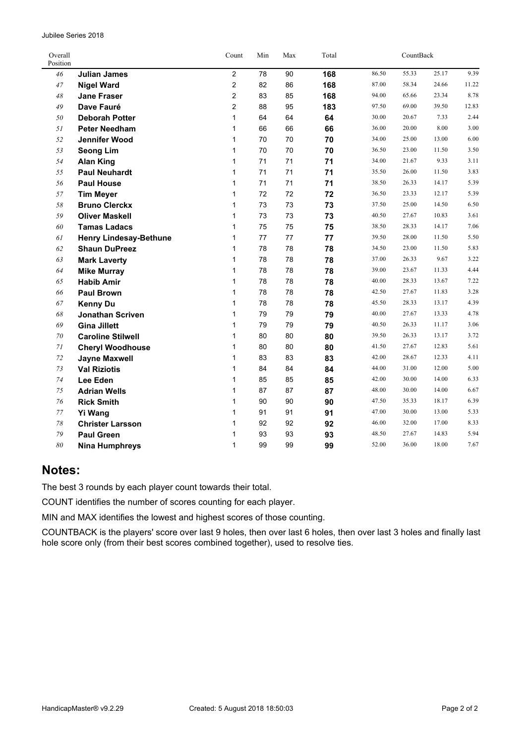Jubilee Series 2018

| Overall Position | | Count | Min | Max | Total | CountBack | | | |
|---|---|---|---|---|---|---|---|---|---|
| 46 | **Julian James** | 2 | 78 | 90 | **168** | 86.50 | 55.33 | 25.17 | 9.39 |
| 47 | **Nigel Ward** | 2 | 82 | 86 | **168** | 87.00 | 58.34 | 24.66 | 11.22 |
| 48 | **Jane Fraser** | 2 | 83 | 85 | **168** | 94.00 | 65.66 | 23.34 | 8.78 |
| 49 | **Dave Fauré** | 2 | 88 | 95 | **183** | 97.50 | 69.00 | 39.50 | 12.83 |
| 50 | **Deborah Potter** | 1 | 64 | 64 | **64** | 30.00 | 20.67 | 7.33 | 2.44 |
| 51 | **Peter Needham** | 1 | 66 | 66 | **66** | 36.00 | 20.00 | 8.00 | 3.00 |
| 52 | **Jennifer Wood** | 1 | 70 | 70 | **70** | 34.00 | 25.00 | 13.00 | 6.00 |
| 53 | **Seong Lim** | 1 | 70 | 70 | **70** | 36.50 | 23.00 | 11.50 | 3.50 |
| 54 | **Alan King** | 1 | 71 | 71 | **71** | 34.00 | 21.67 | 9.33 | 3.11 |
| 55 | **Paul Neuhardt** | 1 | 71 | 71 | **71** | 35.50 | 26.00 | 11.50 | 3.83 |
| 56 | **Paul House** | 1 | 71 | 71 | **71** | 38.50 | 26.33 | 14.17 | 5.39 |
| 57 | **Tim Meyer** | 1 | 72 | 72 | **72** | 36.50 | 23.33 | 12.17 | 5.39 |
| 58 | **Bruno Clerckx** | 1 | 73 | 73 | **73** | 37.50 | 25.00 | 14.50 | 6.50 |
| 59 | **Oliver Maskell** | 1 | 73 | 73 | **73** | 40.50 | 27.67 | 10.83 | 3.61 |
| 60 | **Tamas Ladacs** | 1 | 75 | 75 | **75** | 38.50 | 28.33 | 14.17 | 7.06 |
| 61 | **Henry Lindesay-Bethune** | 1 | 77 | 77 | **77** | 39.50 | 28.00 | 11.50 | 5.50 |
| 62 | **Shaun DuPreez** | 1 | 78 | 78 | **78** | 34.50 | 23.00 | 11.50 | 5.83 |
| 63 | **Mark Laverty** | 1 | 78 | 78 | **78** | 37.00 | 26.33 | 9.67 | 3.22 |
| 64 | **Mike Murray** | 1 | 78 | 78 | **78** | 39.00 | 23.67 | 11.33 | 4.44 |
| 65 | **Habib Amir** | 1 | 78 | 78 | **78** | 40.00 | 28.33 | 13.67 | 7.22 |
| 66 | **Paul Brown** | 1 | 78 | 78 | **78** | 42.50 | 27.67 | 11.83 | 3.28 |
| 67 | **Kenny Du** | 1 | 78 | 78 | **78** | 45.50 | 28.33 | 13.17 | 4.39 |
| 68 | **Jonathan Scriven** | 1 | 79 | 79 | **79** | 40.00 | 27.67 | 13.33 | 4.78 |
| 69 | **Gina Jillett** | 1 | 79 | 79 | **79** | 40.50 | 26.33 | 11.17 | 3.06 |
| 70 | **Caroline Stilwell** | 1 | 80 | 80 | **80** | 39.50 | 26.33 | 13.17 | 3.72 |
| 71 | **Cheryl Woodhouse** | 1 | 80 | 80 | **80** | 41.50 | 27.67 | 12.83 | 5.61 |
| 72 | **Jayne Maxwell** | 1 | 83 | 83 | **83** | 42.00 | 28.67 | 12.33 | 4.11 |
| 73 | **Val Riziotis** | 1 | 84 | 84 | **84** | 44.00 | 31.00 | 12.00 | 5.00 |
| 74 | **Lee Eden** | 1 | 85 | 85 | **85** | 42.00 | 30.00 | 14.00 | 6.33 |
| 75 | **Adrian Wells** | 1 | 87 | 87 | **87** | 48.00 | 30.00 | 14.00 | 6.67 |
| 76 | **Rick Smith** | 1 | 90 | 90 | **90** | 47.50 | 35.33 | 18.17 | 6.39 |
| 77 | **Yi Wang** | 1 | 91 | 91 | **91** | 47.00 | 30.00 | 13.00 | 5.33 |
| 78 | **Christer Larsson** | 1 | 92 | 92 | **92** | 46.00 | 32.00 | 17.00 | 8.33 |
| 79 | **Paul Green** | 1 | 93 | 93 | **93** | 48.50 | 27.67 | 14.83 | 5.94 |
| 80 | **Nina Humphreys** | 1 | 99 | 99 | **99** | 52.00 | 36.00 | 18.00 | 7.67 |

## Notes:

The best 3 rounds by each player count towards their total.

COUNT identifies the number of scores counting for each player.

MIN and MAX identifies the lowest and highest scores of those counting.

COUNTBACK is the players' score over last 9 holes, then over last 6 holes, then over last 3 holes and finally last hole score only (from their best scores combined together), used to resolve ties.

HandicapMaster® v9.2.29 Created: 5 August 2018 18:50:03